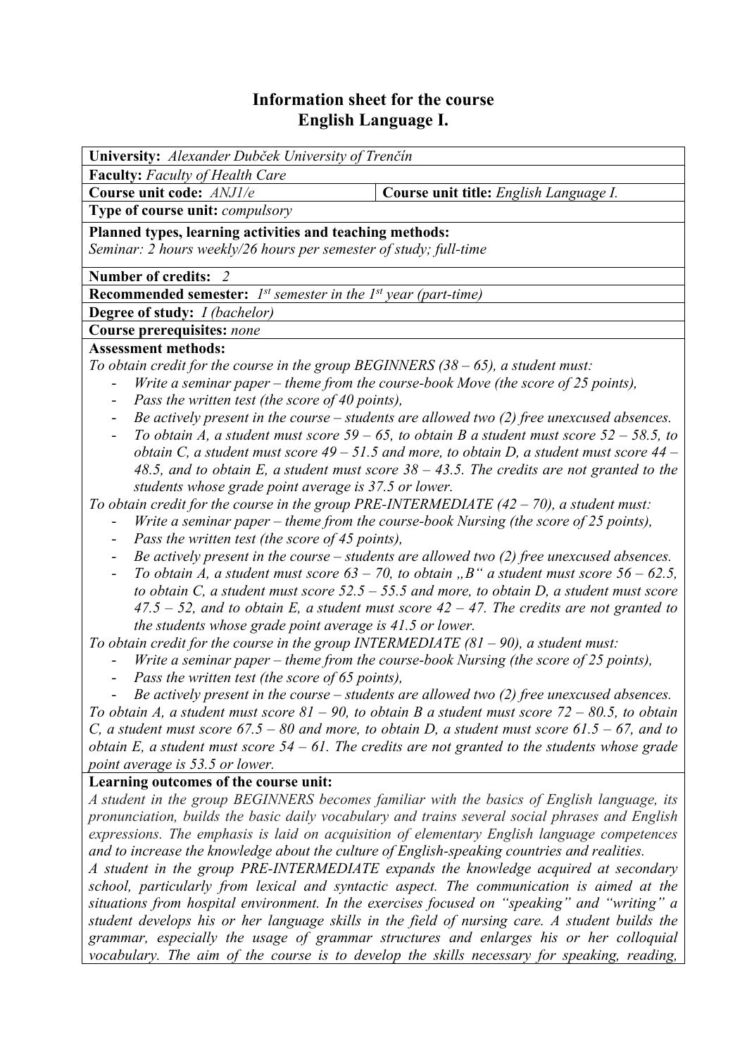# Information sheet for the course
# English Language I.

**University:** *Alexander Dubček University of Trenčín*

**Faculty:** *Faculty of Health Care*

| **Course unit code:** *ANJ1/e* | **Course unit title:** *English Language I.* |
|---|---|

**Type of course unit:** *compulsory*

**Planned types, learning activities and teaching methods:**
*Seminar: 2 hours weekly/26 hours per semester of study; full-time*

**Number of credits:** *2*

**Recommended semester:** *1st semester in the 1st year (part-time)*

**Degree of study:** *I (bachelor)*

**Course prerequisites:** *none*

**Assessment methods:**

*To obtain credit for the course in the group BEGINNERS (38 – 65), a student must:*

- *Write a seminar paper – theme from the course-book Move (the score of 25 points),*
- *Pass the written test (the score of 40 points),*
- *Be actively present in the course – students are allowed two (2) free unexcused absences.*
- *To obtain A, a student must score 59 – 65, to obtain B a student must score 52 – 58.5, to obtain C, a student must score 49 – 51.5 and more, to obtain D, a student must score 44 – 48.5, and to obtain E, a student must score 38 – 43.5. The credits are not granted to the students whose grade point average is 37.5 or lower.*

*To obtain credit for the course in the group PRE-INTERMEDIATE (42 – 70), a student must:*

- *Write a seminar paper – theme from the course-book Nursing (the score of 25 points),*
- *Pass the written test (the score of 45 points),*
- *Be actively present in the course – students are allowed two (2) free unexcused absences.*
- *To obtain A, a student must score 63 – 70, to obtain „B“ a student must score 56 – 62.5, to obtain C, a student must score 52.5 – 55.5 and more, to obtain D, a student must score 47.5 – 52, and to obtain E, a student must score 42 – 47. The credits are not granted to the students whose grade point average is 41.5 or lower.*

*To obtain credit for the course in the group INTERMEDIATE (81 – 90), a student must:*

- *Write a seminar paper – theme from the course-book Nursing (the score of 25 points),*
- *Pass the written test (the score of 65 points),*
- *Be actively present in the course – students are allowed two (2) free unexcused absences.*

*To obtain A, a student must score 81 – 90, to obtain B a student must score 72 – 80.5, to obtain C, a student must score 67.5 – 80 and more, to obtain D, a student must score 61.5 – 67, and to obtain E, a student must score 54 – 61. The credits are not granted to the students whose grade point average is 53.5 or lower.*

**Learning outcomes of the course unit:**

*A student in the group BEGINNERS becomes familiar with the basics of English language, its pronunciation, builds the basic daily vocabulary and trains several social phrases and English expressions. The emphasis is laid on acquisition of elementary English language competences and to increase the knowledge about the culture of English-speaking countries and realities.*

*A student in the group PRE-INTERMEDIATE expands the knowledge acquired at secondary school, particularly from lexical and syntactic aspect. The communication is aimed at the situations from hospital environment. In the exercises focused on "speaking" and "writing" a student develops his or her language skills in the field of nursing care. A student builds the grammar, especially the usage of grammar structures and enlarges his or her colloquial vocabulary. The aim of the course is to develop the skills necessary for speaking, reading,*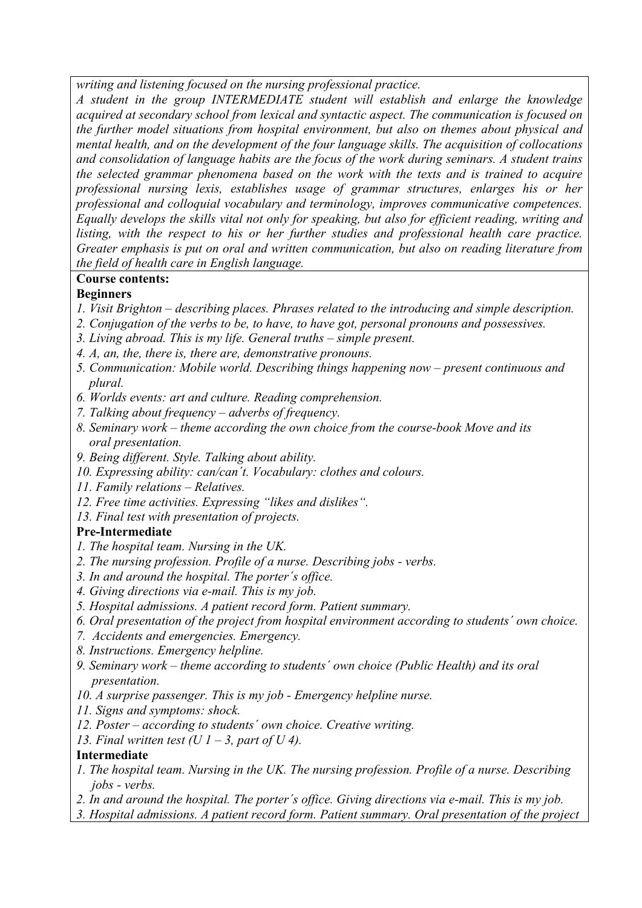*writing and listening focused on the nursing professional practice.*
*A student in the group INTERMEDIATE student will establish and enlarge the knowledge acquired at secondary school from lexical and syntactic aspect. The communication is focused on the further model situations from hospital environment, but also on themes about physical and mental health, and on the development of the four language skills. The acquisition of collocations and consolidation of language habits are the focus of the work during seminars. A student trains the selected grammar phenomena based on the work with the texts and is trained to acquire professional nursing lexis, establishes usage of grammar structures, enlarges his or her professional and colloquial vocabulary and terminology, improves communicative competences. Equally develops the skills vital not only for speaking, but also for efficient reading, writing and listing, with the respect to his or her further studies and professional health care practice. Greater emphasis is put on oral and written communication, but also on reading literature from the field of health care in English language.*

**Course contents:**

**Beginners**

1. *Visit Brighton – describing places. Phrases related to the introducing and simple description.*
2. *Conjugation of the verbs to be, to have, to have got, personal pronouns and possessives.*
3. *Living abroad. This is my life. General truths – simple present.*
4. *A, an, the, there is, there are, demonstrative pronouns.*
5. *Communication: Mobile world. Describing things happening now – present continuous and plural.*
6. *Worlds events: art and culture. Reading comprehension.*
7. *Talking about frequency – adverbs of frequency.*
8. *Seminary work – theme according the own choice from the course-book Move and its oral presentation.*
9. *Being different. Style. Talking about ability.*
10. *Expressing ability: can/can´t. Vocabulary: clothes and colours.*
11. *Family relations – Relatives.*
12. *Free time activities. Expressing "likes and dislikes".*
13. *Final test with presentation of projects.*

**Pre-Intermediate**

1. *The hospital team. Nursing in the UK.*
2. *The nursing profession. Profile of a nurse. Describing jobs - verbs.*
3. *In and around the hospital. The porter´s office.*
4. *Giving directions via e-mail. This is my job.*
5. *Hospital admissions. A patient record form. Patient summary.*
6. *Oral presentation of the project from hospital environment according to students´ own choice.*
7. *Accidents and emergencies. Emergency.*
8. *Instructions. Emergency helpline.*
9. *Seminary work – theme according to students´ own choice (Public Health) and its oral presentation.*
10. *A surprise passenger. This is my job - Emergency helpline nurse.*
11. *Signs and symptoms: shock.*
12. *Poster – according to students´ own choice. Creative writing.*
13. *Final written test (U 1 – 3, part of U 4).*

**Intermediate**

1. *The hospital team. Nursing in the UK. The nursing profession. Profile of a nurse. Describing jobs - verbs.*
2. *In and around the hospital. The porter´s office. Giving directions via e-mail. This is my job.*
3. *Hospital admissions. A patient record form. Patient summary. Oral presentation of the project*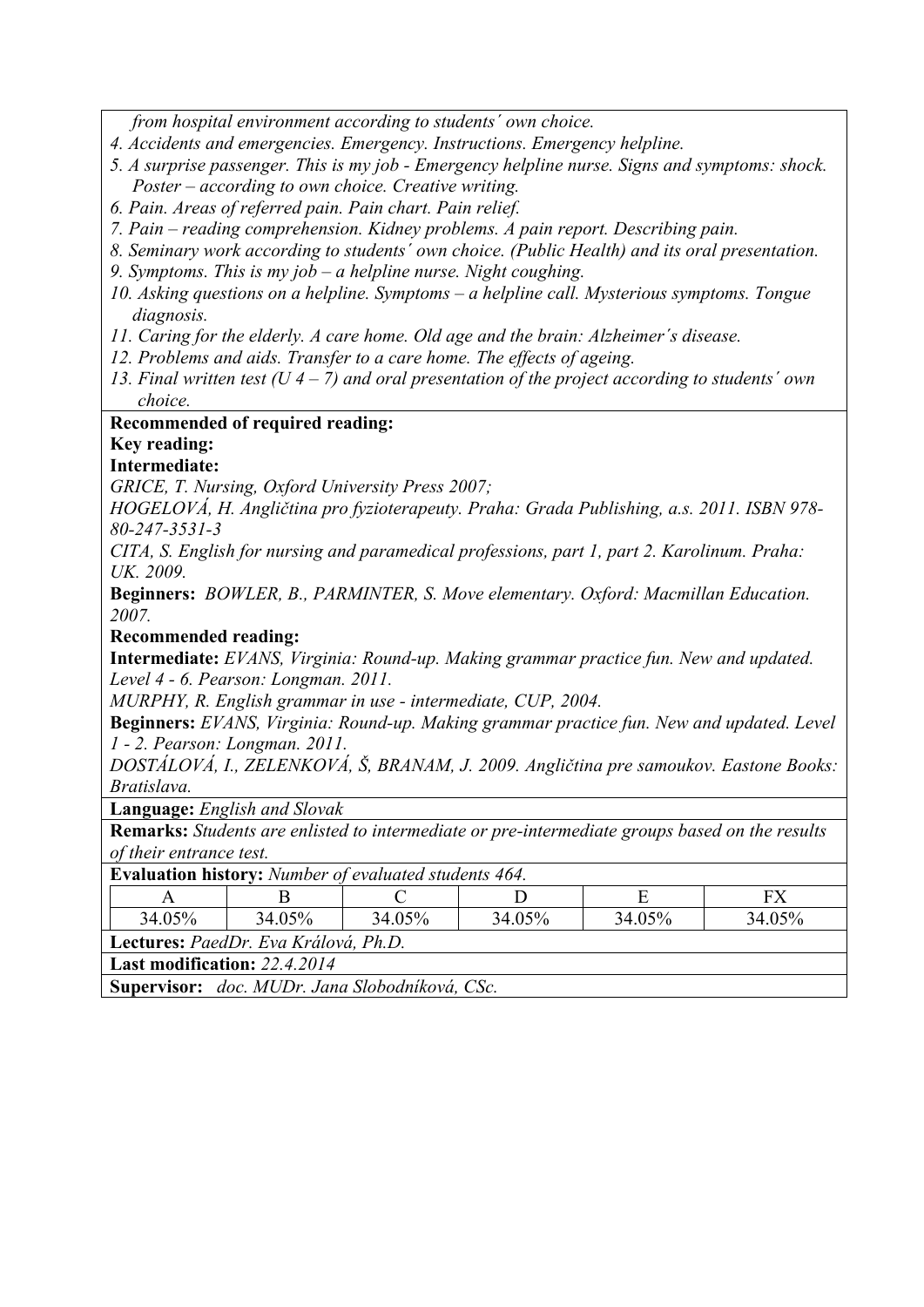*from hospital environment according to students´ own choice.*

4. *Accidents and emergencies. Emergency. Instructions. Emergency helpline.*
5. *A surprise passenger. This is my job - Emergency helpline nurse. Signs and symptoms: shock. Poster – according to own choice. Creative writing.*
6. *Pain. Areas of referred pain. Pain chart. Pain relief.*
7. *Pain – reading comprehension. Kidney problems. A pain report. Describing pain.*
8. *Seminary work according to students´ own choice. (Public Health) and its oral presentation.*
9. *Symptoms. This is my job – a helpline nurse. Night coughing.*
10. *Asking questions on a helpline. Symptoms – a helpline call. Mysterious symptoms. Tongue diagnosis.*
11. *Caring for the elderly. A care home. Old age and the brain: Alzheimer´s disease.*
12. *Problems and aids. Transfer to a care home. The effects of ageing.*
13. *Final written test (U 4 – 7) and oral presentation of the project according to students´ own choice.*

**Recommended of required reading:**

**Key reading:**

**Intermediate:**

*GRICE, T. Nursing, Oxford University Press 2007;*

*HOGELOVÁ, H. Angličtina pro fyzioterapeuty. Praha: Grada Publishing, a.s. 2011. ISBN 978-80-247-3531-3*

*CITA, S. English for nursing and paramedical professions, part 1, part 2. Karolinum. Praha: UK. 2009.*

**Beginners:** *BOWLER, B., PARMINTER, S. Move elementary. Oxford: Macmillan Education. 2007.*

**Recommended reading:**

**Intermediate:** *EVANS, Virginia: Round-up. Making grammar practice fun. New and updated. Level 4 - 6. Pearson: Longman. 2011.*

*MURPHY, R. English grammar in use - intermediate, CUP, 2004.*

**Beginners:** *EVANS, Virginia: Round-up. Making grammar practice fun. New and updated. Level 1 - 2. Pearson: Longman. 2011.*

*DOSTÁLOVÁ, I., ZELENKOVÁ, Š, BRANAM, J. 2009. Angličtina pre samoukov. Eastone Books: Bratislava.*

**Language:** *English and Slovak*

**Remarks:** *Students are enlisted to intermediate or pre-intermediate groups based on the results of their entrance test.*

**Evaluation history:** *Number of evaluated students 464.*

| A | B | C | D | E | FX |
|---|---|---|---|---|---|
| 34.05% | 34.05% | 34.05% | 34.05% | 34.05% | 34.05% |

**Lectures:** *PaedDr. Eva Králová, Ph.D.*

**Last modification:** *22.4.2014*

**Supervisor:** *doc. MUDr. Jana Slobodníková, CSc.*